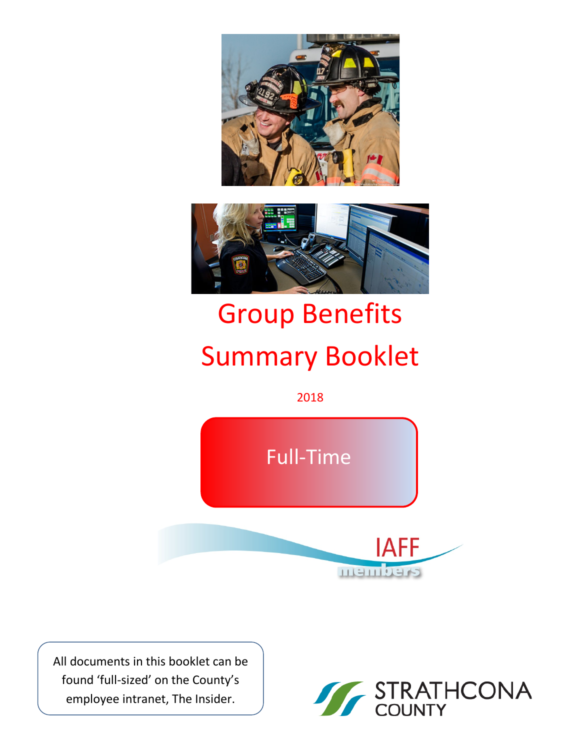# Group Benefits Summary Booklet

2018

Full-Time

IAFF members

All documents in this booklet can be found 'full-sized' on the County's employee intranet, The Insider.

STRATHCONA COUNTY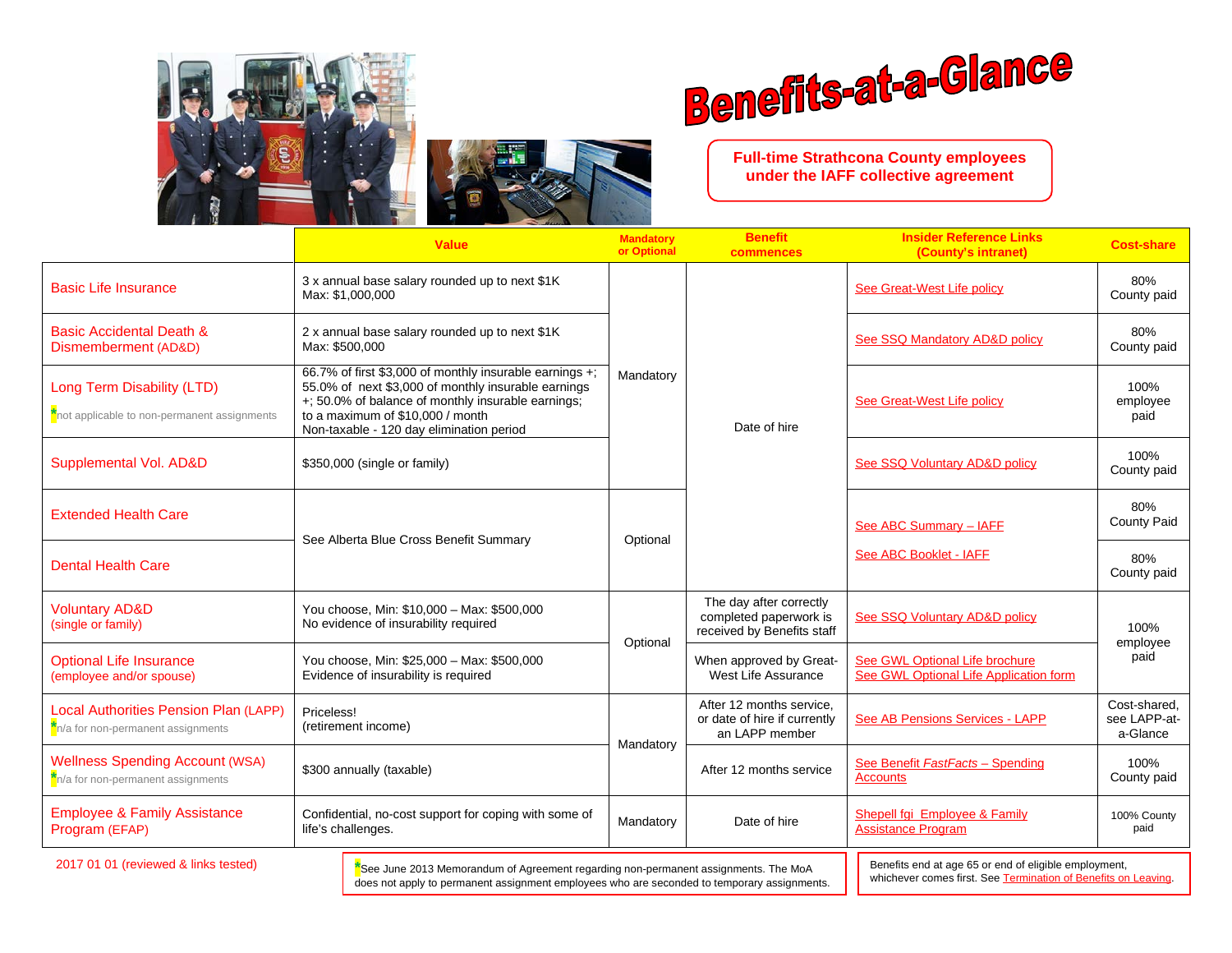# Benefits-at-a-Glance

**Full-time Strathcona County employees under the IAFF collective agreement**

| | Value | Mandatory or Optional | Benefit commences | Insider Reference Links (County's intranet) | Cost-share |
|---|---|---|---|---|---|
| Basic Life Insurance | 3 x annual base salary rounded up to next $1K<br>Max: $1,000,000 | Mandatory | Date of hire | See Great-West Life policy | 80% County paid |
| Basic Accidental Death & Dismemberment (AD&D) | 2 x annual base salary rounded up to next $1K<br>Max: $500,000 | Mandatory | Date of hire | See SSQ Mandatory AD&D policy | 80% County paid |
| Long Term Disability (LTD)<br>*not applicable to non-permanent assignments | 66.7% of first $3,000 of monthly insurable earnings +; 55.0% of next $3,000 of monthly insurable earnings +; 50.0% of balance of monthly insurable earnings; to a maximum of $10,000 / month<br>Non-taxable - 120 day elimination period | Mandatory | Date of hire | See Great-West Life policy | 100% employee paid |
| Supplemental Vol. AD&D | $350,000 (single or family) | Mandatory | Date of hire | See SSQ Voluntary AD&D policy | 100% County paid |
| Extended Health Care | See Alberta Blue Cross Benefit Summary | Optional | Date of hire | See ABC Summary – IAFF<br>See ABC Booklet - IAFF | 80% County Paid |
| Dental Health Care | See Alberta Blue Cross Benefit Summary | Optional | Date of hire | See ABC Summary – IAFF<br>See ABC Booklet - IAFF | 80% County paid |
| Voluntary AD&D (single or family) | You choose, Min: $10,000 – Max: $500,000<br>No evidence of insurability required | Optional | The day after correctly completed paperwork is received by Benefits staff | See SSQ Voluntary AD&D policy | 100% employee paid |
| Optional Life Insurance (employee and/or spouse) | You choose, Min: $25,000 – Max: $500,000<br>Evidence of insurability is required | Optional | When approved by Great-West Life Assurance | See GWL Optional Life brochure<br>See GWL Optional Life Application form | 100% employee paid |
| Local Authorities Pension Plan (LAPP)<br>*n/a for non-permanent assignments | Priceless!<br>(retirement income) | Mandatory | After 12 months service, or date of hire if currently an LAPP member | See AB Pensions Services - LAPP | Cost-shared, see LAPP-at-a-Glance |
| Wellness Spending Account (WSA)<br>*n/a for non-permanent assignments | $300 annually (taxable) | Mandatory | After 12 months service | See Benefit *FastFacts* – Spending Accounts | 100% County paid |
| Employee & Family Assistance Program (EFAP) | Confidential, no-cost support for coping with some of life's challenges. | Mandatory | Date of hire | Shepell fgi Employee & Family Assistance Program | 100% County paid |

2017 01 01 (reviewed & links tested)

*See June 2013 Memorandum of Agreement regarding non-permanent assignments. The MoA does not apply to permanent assignment employees who are seconded to temporary assignments.

Benefits end at age 65 or end of eligible employment, whichever comes first. See Termination of Benefits on Leaving.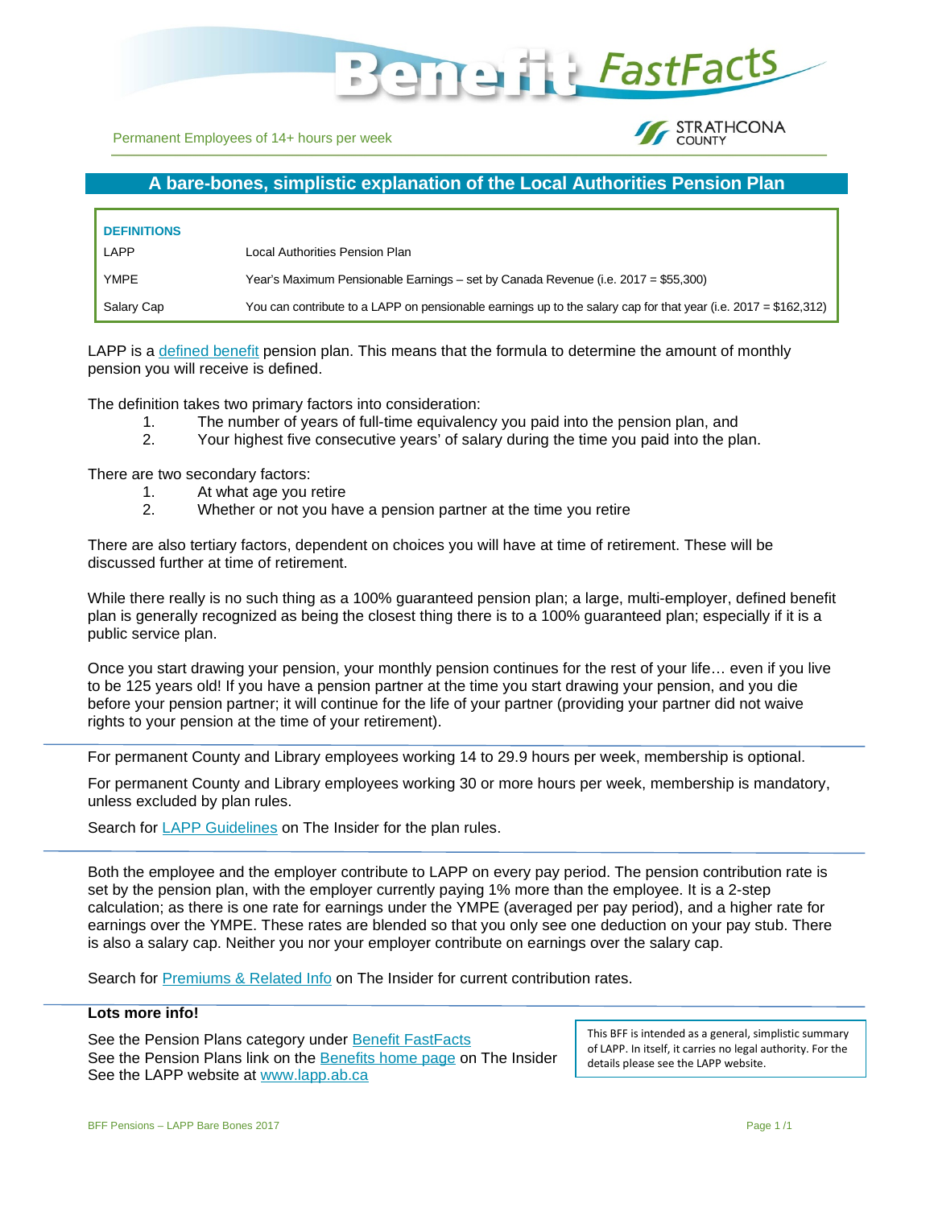# Benefit FastFacts

Permanent Employees of 14+ hours per week

STRATHCONA COUNTY

## A bare-bones, simplistic explanation of the Local Authorities Pension Plan

| DEFINITIONS | |
|---|---|
| LAPP | Local Authorities Pension Plan |
| YMPE | Year's Maximum Pensionable Earnings – set by Canada Revenue (i.e. 2017 = $55,300) |
| Salary Cap | You can contribute to a LAPP on pensionable earnings up to the salary cap for that year (i.e. 2017 = $162,312) |

LAPP is a defined benefit pension plan. This means that the formula to determine the amount of monthly pension you will receive is defined.

The definition takes two primary factors into consideration:

1. The number of years of full-time equivalency you paid into the pension plan, and
2. Your highest five consecutive years' of salary during the time you paid into the plan.

There are two secondary factors:

1. At what age you retire
2. Whether or not you have a pension partner at the time you retire

There are also tertiary factors, dependent on choices you will have at time of retirement. These will be discussed further at time of retirement.

While there really is no such thing as a 100% guaranteed pension plan; a large, multi-employer, defined benefit plan is generally recognized as being the closest thing there is to a 100% guaranteed plan; especially if it is a public service plan.

Once you start drawing your pension, your monthly pension continues for the rest of your life… even if you live to be 125 years old! If you have a pension partner at the time you start drawing your pension, and you die before your pension partner; it will continue for the life of your partner (providing your partner did not waive rights to your pension at the time of your retirement).

---

For permanent County and Library employees working 14 to 29.9 hours per week, membership is optional.

For permanent County and Library employees working 30 or more hours per week, membership is mandatory, unless excluded by plan rules.

Search for LAPP Guidelines on The Insider for the plan rules.

---

Both the employee and the employer contribute to LAPP on every pay period. The pension contribution rate is set by the pension plan, with the employer currently paying 1% more than the employee. It is a 2-step calculation; as there is one rate for earnings under the YMPE (averaged per pay period), and a higher rate for earnings over the YMPE. These rates are blended so that you only see one deduction on your pay stub. There is also a salary cap. Neither you nor your employer contribute on earnings over the salary cap.

Search for Premiums & Related Info on The Insider for current contribution rates.

---

**Lots more info!**

See the Pension Plans category under Benefit FastFacts
See the Pension Plans link on the Benefits home page on The Insider
See the LAPP website at www.lapp.ab.ca

This BFF is intended as a general, simplistic summary of LAPP. In itself, it carries no legal authority. For the details please see the LAPP website.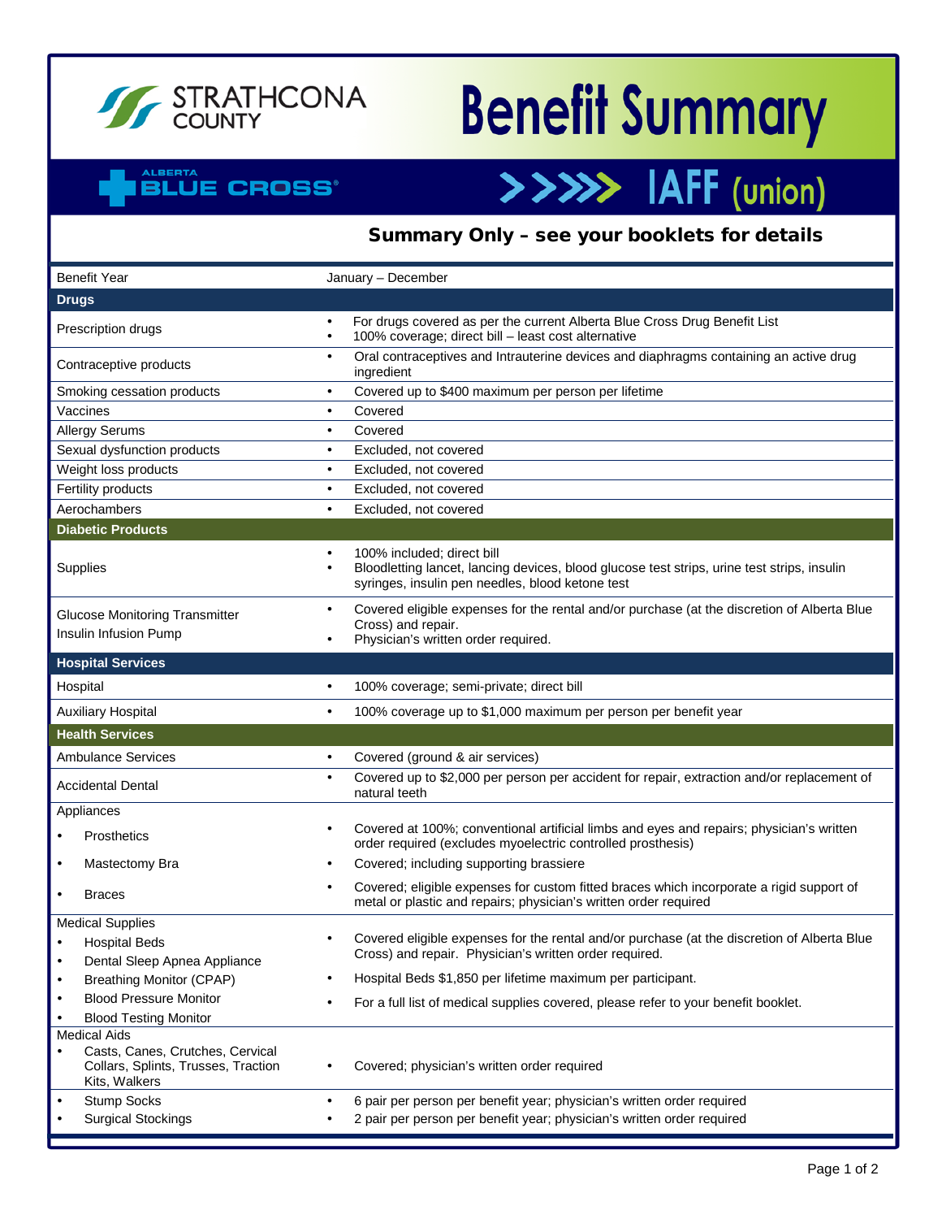STRATHCONA COUNTY

# Benefit Summary

ALBERTA BLUE CROSS®

## >>>>> IAFF (union)

### Summary Only – see your booklets for details

| Benefit Year | January – December |
|---|---|
| **Drugs** | |
| Prescription drugs | • For drugs covered as per the current Alberta Blue Cross Drug Benefit List<br>• 100% coverage; direct bill – least cost alternative |
| Contraceptive products | • Oral contraceptives and Intrauterine devices and diaphragms containing an active drug ingredient |
| Smoking cessation products | • Covered up to $400 maximum per person per lifetime |
| Vaccines | • Covered |
| Allergy Serums | • Covered |
| Sexual dysfunction products | • Excluded, not covered |
| Weight loss products | • Excluded, not covered |
| Fertility products | • Excluded, not covered |
| Aerochambers | • Excluded, not covered |
| **Diabetic Products** | |
| Supplies | • 100% included; direct bill<br>• Bloodletting lancet, lancing devices, blood glucose test strips, urine test strips, insulin syringes, insulin pen needles, blood ketone test |
| Glucose Monitoring Transmitter<br>Insulin Infusion Pump | • Covered eligible expenses for the rental and/or purchase (at the discretion of Alberta Blue Cross) and repair.<br>• Physician's written order required. |
| **Hospital Services** | |
| Hospital | • 100% coverage; semi-private; direct bill |
| Auxiliary Hospital | • 100% coverage up to $1,000 maximum per person per benefit year |
| **Health Services** | |
| Ambulance Services | • Covered (ground & air services) |
| Accidental Dental | • Covered up to $2,000 per person per accident for repair, extraction and/or replacement of natural teeth |
| Appliances<br>• Prosthetics | • Covered at 100%; conventional artificial limbs and eyes and repairs; physician's written order required (excludes myoelectric controlled prosthesis) |
| • Mastectomy Bra | • Covered; including supporting brassiere |
| • Braces | • Covered; eligible expenses for custom fitted braces which incorporate a rigid support of metal or plastic and repairs; physician's written order required |
| Medical Supplies<br>• Hospital Beds<br>• Dental Sleep Apnea Appliance<br>• Breathing Monitor (CPAP)<br>• Blood Pressure Monitor<br>• Blood Testing Monitor | • Covered eligible expenses for the rental and/or purchase (at the discretion of Alberta Blue Cross) and repair. Physician's written order required.<br>• Hospital Beds $1,850 per lifetime maximum per participant.<br>• For a full list of medical supplies covered, please refer to your benefit booklet. |
| Medical Aids<br>• Casts, Canes, Crutches, Cervical Collars, Splints, Trusses, Traction Kits, Walkers | • Covered; physician's written order required |
| • Stump Socks<br>• Surgical Stockings | • 6 pair per person per benefit year; physician's written order required<br>• 2 pair per person per benefit year; physician's written order required |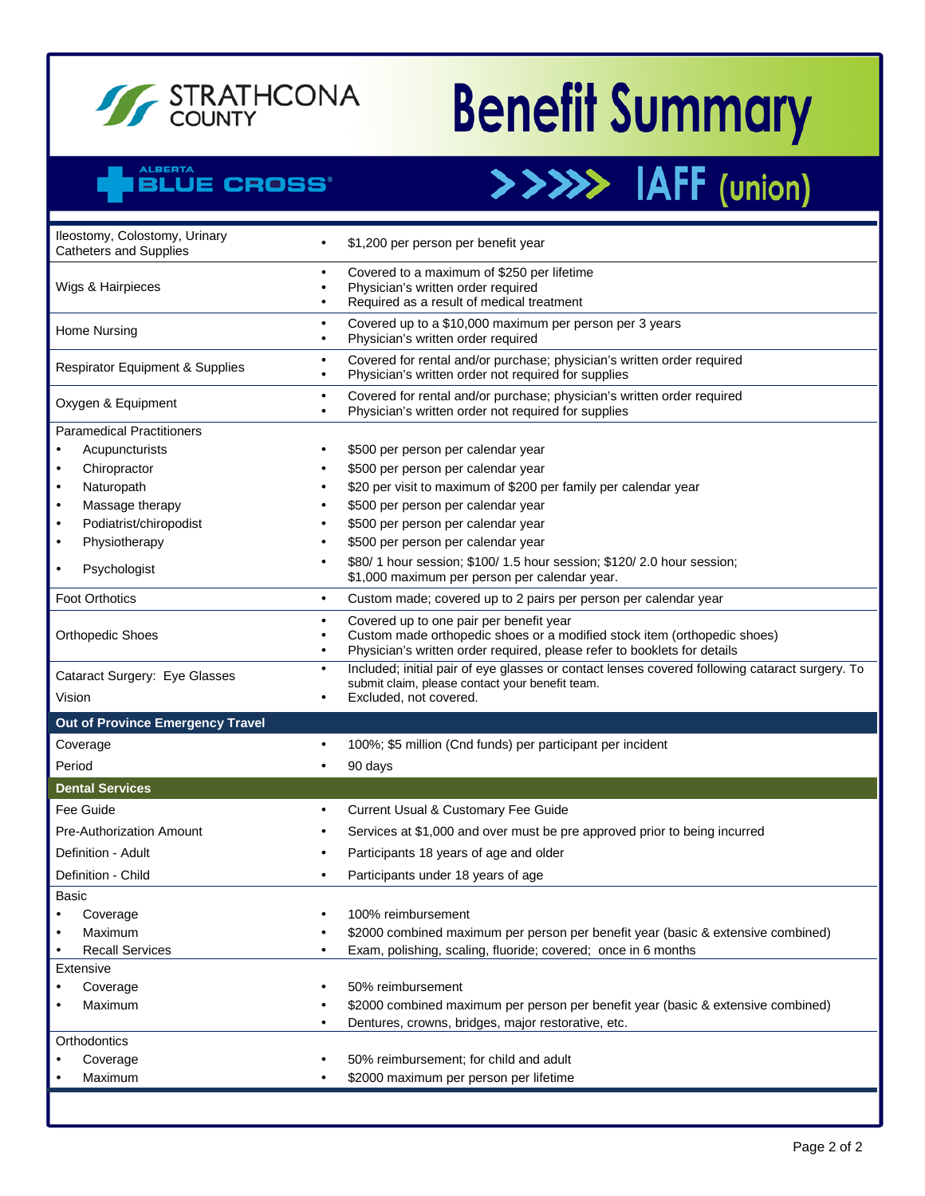# Benefit Summary

STRATHCONA COUNTY

ALBERTA BLUE CROSS

## IAFF (union)

| | |
|---|---|
| Ileostomy, Colostomy, Urinary Catheters and Supplies | • $1,200 per person per benefit year |
| Wigs & Hairpieces | • Covered to a maximum of $250 per lifetime<br>• Physician's written order required<br>• Required as a result of medical treatment |
| Home Nursing | • Covered up to a $10,000 maximum per person per 3 years<br>• Physician's written order required |
| Respirator Equipment & Supplies | • Covered for rental and/or purchase; physician's written order required<br>• Physician's written order not required for supplies |
| Oxygen & Equipment | • Covered for rental and/or purchase; physician's written order required<br>• Physician's written order not required for supplies |
| Paramedical Practitioners | |
| • Acupuncturists | • $500 per person per calendar year |
| • Chiropractor | • $500 per person per calendar year |
| • Naturopath | • $20 per visit to maximum of $200 per family per calendar year |
| • Massage therapy | • $500 per person per calendar year |
| • Podiatrist/chiropodist | • $500 per person per calendar year |
| • Physiotherapy | • $500 per person per calendar year |
| • Psychologist | • $80/ 1 hour session; $100/ 1.5 hour session; $120/ 2.0 hour session; $1,000 maximum per person per calendar year. |
| Foot Orthotics | • Custom made; covered up to 2 pairs per person per calendar year |
| Orthopedic Shoes | • Covered up to one pair per benefit year<br>• Custom made orthopedic shoes or a modified stock item (orthopedic shoes)<br>• Physician's written order required, please refer to booklets for details |
| Cataract Surgery: Eye Glasses | • Included; initial pair of eye glasses or contact lenses covered following cataract surgery. To submit claim, please contact your benefit team. |
| Vision | • Excluded, not covered. |
| **Out of Province Emergency Travel** | |
| Coverage | • 100%; $5 million (Cnd funds) per participant per incident |
| Period | • 90 days |
| **Dental Services** | |
| Fee Guide | • Current Usual & Customary Fee Guide |
| Pre-Authorization Amount | • Services at $1,000 and over must be pre approved prior to being incurred |
| Definition - Adult | • Participants 18 years of age and older |
| Definition - Child | • Participants under 18 years of age |
| Basic | |
| • Coverage | • 100% reimbursement |
| • Maximum | • $2000 combined maximum per person per benefit year (basic & extensive combined) |
| • Recall Services | • Exam, polishing, scaling, fluoride; covered; once in 6 months |
| Extensive | |
| • Coverage | • 50% reimbursement |
| • Maximum | • $2000 combined maximum per person per benefit year (basic & extensive combined)<br>• Dentures, crowns, bridges, major restorative, etc. |
| Orthodontics | |
| • Coverage | • 50% reimbursement; for child and adult |
| • Maximum | • $2000 maximum per person per lifetime |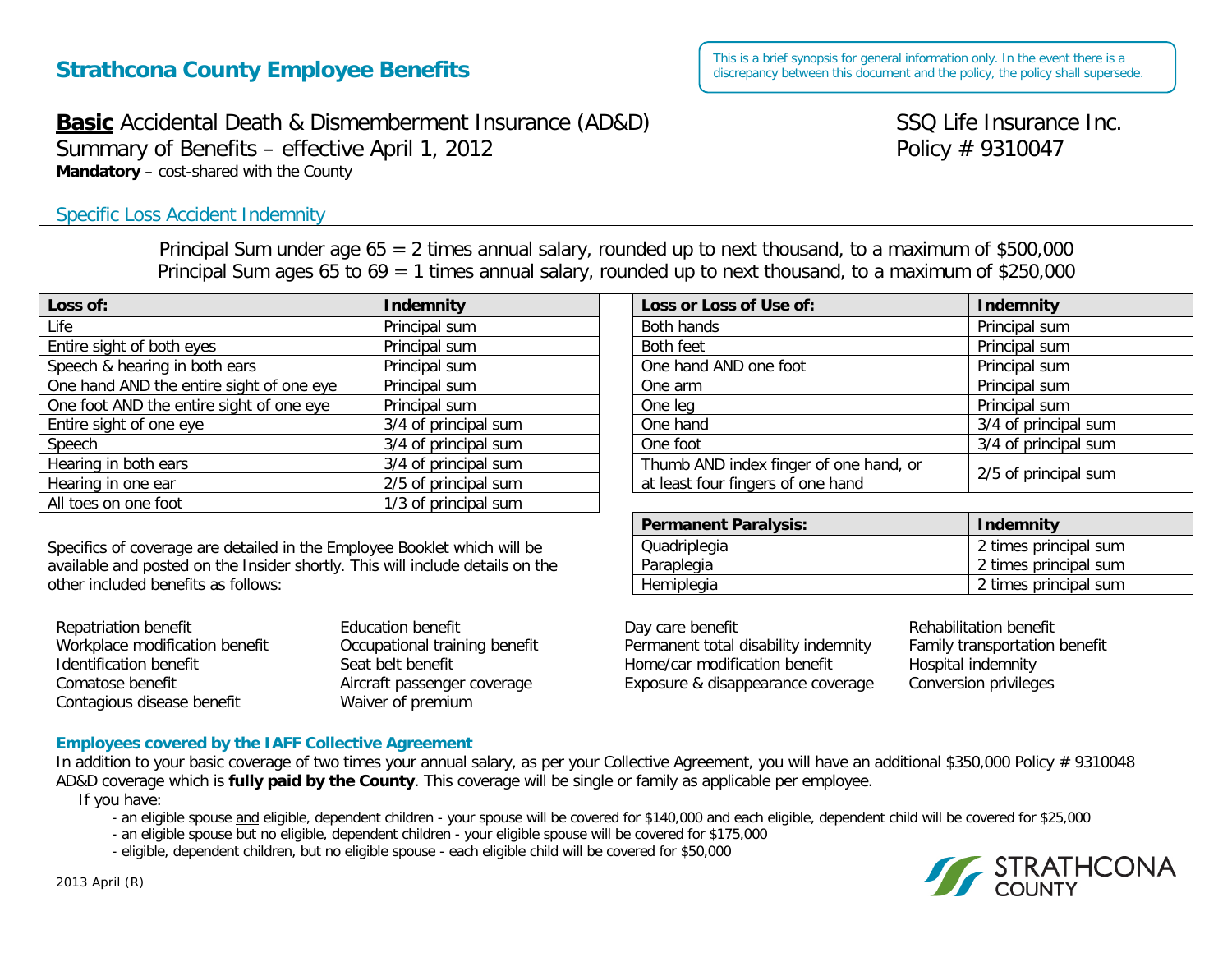# Strathcona County Employee Benefits

This is a brief synopsis for general information only. In the event there is a discrepancy between this document and the policy, the policy shall supersede.

**Basic** Accidental Death & Dismemberment Insurance (AD&D)
Summary of Benefits – effective April 1, 2012
**Mandatory** – cost-shared with the County

SSQ Life Insurance Inc.
Policy # 9310047

## Specific Loss Accident Indemnity

Principal Sum under age 65 = 2 times annual salary, rounded up to next thousand, to a maximum of $500,000
Principal Sum ages 65 to 69 = 1 times annual salary, rounded up to next thousand, to a maximum of $250,000

| Loss of: | Indemnity |
|---|---|
| Life | Principal sum |
| Entire sight of both eyes | Principal sum |
| Speech & hearing in both ears | Principal sum |
| One hand AND the entire sight of one eye | Principal sum |
| One foot AND the entire sight of one eye | Principal sum |
| Entire sight of one eye | 3/4 of principal sum |
| Speech | 3/4 of principal sum |
| Hearing in both ears | 3/4 of principal sum |
| Hearing in one ear | 2/5 of principal sum |
| All toes on one foot | 1/3 of principal sum |

| Loss or Loss of Use of: | Indemnity |
|---|---|
| Both hands | Principal sum |
| Both feet | Principal sum |
| One hand AND one foot | Principal sum |
| One arm | Principal sum |
| One leg | Principal sum |
| One hand | 3/4 of principal sum |
| One foot | 3/4 of principal sum |
| Thumb AND index finger of one hand, or at least four fingers of one hand | 2/5 of principal sum |

| Permanent Paralysis: | Indemnity |
|---|---|
| Quadriplegia | 2 times principal sum |
| Paraplegia | 2 times principal sum |
| Hemiplegia | 2 times principal sum |

Specifics of coverage are detailed in the Employee Booklet which will be available and posted on the Insider shortly. This will include details on the other included benefits as follows:

- Repatriation benefit
- Workplace modification benefit
- Identification benefit
- Comatose benefit
- Contagious disease benefit
- Education benefit
- Occupational training benefit
- Seat belt benefit
- Aircraft passenger coverage
- Waiver of premium
- Day care benefit
- Permanent total disability indemnity
- Home/car modification benefit
- Exposure & disappearance coverage
- Rehabilitation benefit
- Family transportation benefit
- Hospital indemnity
- Conversion privileges

### Employees covered by the IAFF Collective Agreement

In addition to your basic coverage of two times your annual salary, as per your Collective Agreement, you will have an additional $350,000 Policy # 9310048 AD&D coverage which is **fully paid by the County**. This coverage will be single or family as applicable per employee.

If you have:

- an eligible spouse and eligible, dependent children - your spouse will be covered for $140,000 and each eligible, dependent child will be covered for $25,000
- an eligible spouse but no eligible, dependent children - your eligible spouse will be covered for $175,000
- eligible, dependent children, but no eligible spouse - each eligible child will be covered for $50,000

2013 April (R)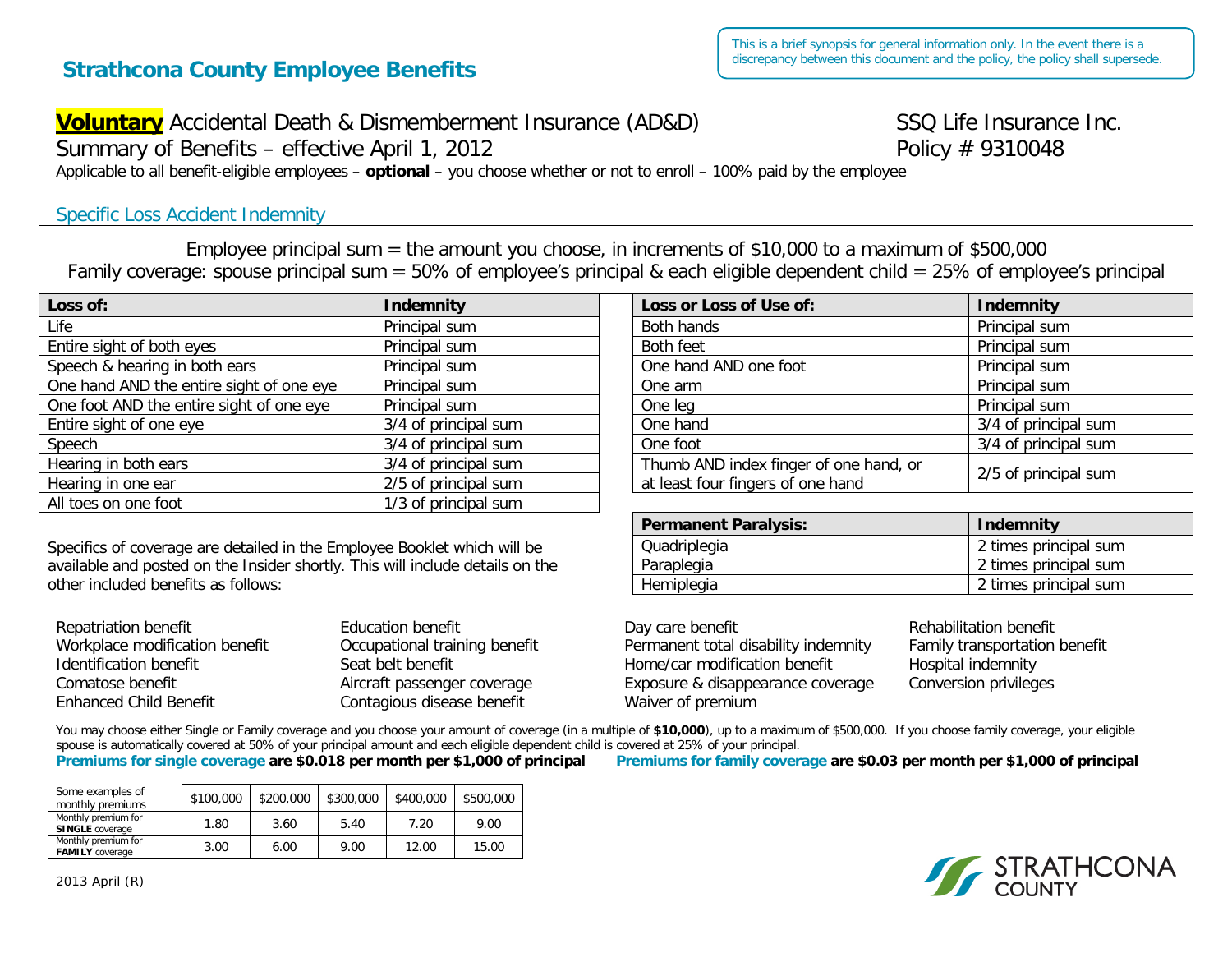This is a brief synopsis for general information only. In the event there is a discrepancy between this document and the policy, the policy shall supersede.

# Strathcona County Employee Benefits

## **Voluntary** Accidental Death & Dismemberment Insurance (AD&D)

Summary of Benefits – effective April 1, 2012

SSQ Life Insurance Inc.
Policy # 9310048

Applicable to all benefit-eligible employees – **optional** – you choose whether or not to enroll – 100% paid by the employee

### Specific Loss Accident Indemnity

Employee principal sum = the amount you choose, in increments of $10,000 to a maximum of $500,000

Family coverage: spouse principal sum = 50% of employee's principal & each eligible dependent child = 25% of employee's principal

| Loss of: | Indemnity |
|---|---|
| Life | Principal sum |
| Entire sight of both eyes | Principal sum |
| Speech & hearing in both ears | Principal sum |
| One hand AND the entire sight of one eye | Principal sum |
| One foot AND the entire sight of one eye | Principal sum |
| Entire sight of one eye | 3/4 of principal sum |
| Speech | 3/4 of principal sum |
| Hearing in both ears | 3/4 of principal sum |
| Hearing in one ear | 2/5 of principal sum |
| All toes on one foot | 1/3 of principal sum |

| Loss or Loss of Use of: | Indemnity |
|---|---|
| Both hands | Principal sum |
| Both feet | Principal sum |
| One hand AND one foot | Principal sum |
| One arm | Principal sum |
| One leg | Principal sum |
| One hand | 3/4 of principal sum |
| One foot | 3/4 of principal sum |
| Thumb AND index finger of one hand, or at least four fingers of one hand | 2/5 of principal sum |

| Permanent Paralysis: | Indemnity |
|---|---|
| Quadriplegia | 2 times principal sum |
| Paraplegia | 2 times principal sum |
| Hemiplegia | 2 times principal sum |

Specifics of coverage are detailed in the Employee Booklet which will be available and posted on the Insider shortly. This will include details on the other included benefits as follows:

- Repatriation benefit
- Workplace modification benefit
- Identification benefit
- Comatose benefit
- Enhanced Child Benefit
- Education benefit
- Occupational training benefit
- Seat belt benefit
- Aircraft passenger coverage
- Contagious disease benefit
- Day care benefit
- Permanent total disability indemnity
- Home/car modification benefit
- Exposure & disappearance coverage
- Waiver of premium
- Rehabilitation benefit
- Family transportation benefit
- Hospital indemnity
- Conversion privileges

You may choose either Single or Family coverage and you choose your amount of coverage (in a multiple of **$10,000**), up to a maximum of $500,000. If you choose family coverage, your eligible spouse is automatically covered at 50% of your principal amount and each eligible dependent child is covered at 25% of your principal.

**Premiums for single coverage are $0.018 per month per $1,000 of principal** **Premiums for family coverage are $0.03 per month per $1,000 of principal**

| Some examples of monthly premiums | $100,000 | $200,000 | $300,000 | $400,000 | $500,000 |
|---|---|---|---|---|---|
| Monthly premium for **SINGLE** coverage | 1.80 | 3.60 | 5.40 | 7.20 | 9.00 |
| Monthly premium for **FAMILY** coverage | 3.00 | 6.00 | 9.00 | 12.00 | 15.00 |

2013 April (R)

STRATHCONA COUNTY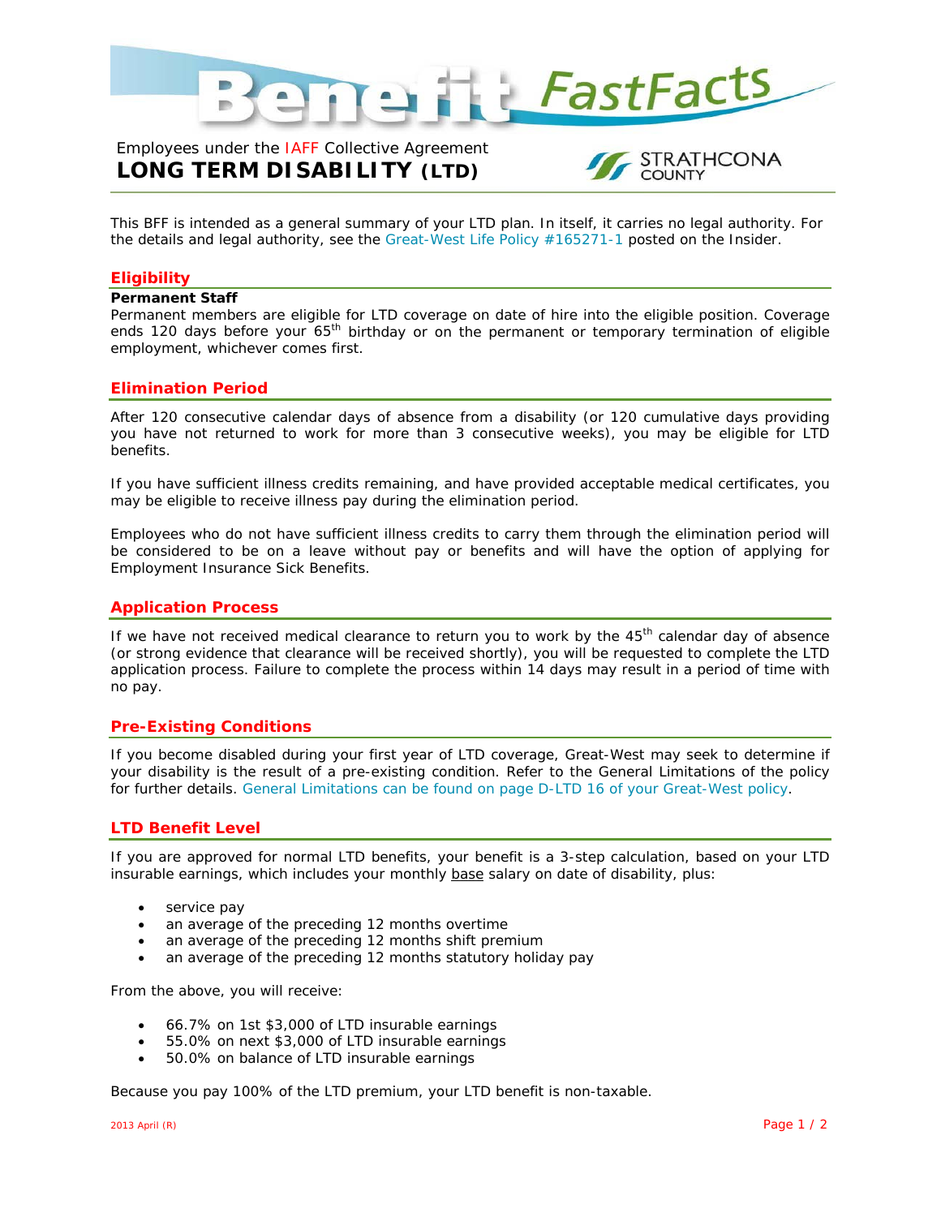# Benefit FastFacts

Employees under the IAFF Collective Agreement

## LONG TERM DISABILITY (LTD)

STRATHCONA COUNTY

This BFF is intended as a general summary of your LTD plan. In itself, it carries no legal authority. For the details and legal authority, see the Great-West Life Policy #165271-1 posted on the Insider.

## Eligibility

**Permanent Staff**

Permanent members are eligible for LTD coverage on date of hire into the eligible position. Coverage ends 120 days before your 65th birthday or on the permanent or temporary termination of eligible employment, whichever comes first.

## Elimination Period

After 120 consecutive calendar days of absence from a disability (or 120 cumulative days providing you have not returned to work for more than 3 consecutive weeks), you may be eligible for LTD benefits.

If you have sufficient illness credits remaining, and have provided acceptable medical certificates, you may be eligible to receive illness pay during the elimination period.

Employees who do not have sufficient illness credits to carry them through the elimination period will be considered to be on a leave without pay or benefits and will have the option of applying for Employment Insurance Sick Benefits.

## Application Process

If we have not received medical clearance to return you to work by the 45th calendar day of absence (or strong evidence that clearance will be received shortly), you will be requested to complete the LTD application process. Failure to complete the process within 14 days may result in a period of time with no pay.

## Pre-Existing Conditions

If you become disabled during your first year of LTD coverage, Great-West may seek to determine if your disability is the result of a pre-existing condition. Refer to the General Limitations of the policy for further details. General Limitations can be found on page D-LTD 16 of your Great-West policy.

## LTD Benefit Level

If you are approved for normal LTD benefits, your benefit is a 3-step calculation, based on your LTD insurable earnings, which includes your monthly base salary on date of disability, plus:

- service pay
- an average of the preceding 12 months overtime
- an average of the preceding 12 months shift premium
- an average of the preceding 12 months statutory holiday pay

From the above, you will receive:

- 66.7% on 1st $3,000 of LTD insurable earnings
- 55.0% on next $3,000 of LTD insurable earnings
- 50.0% on balance of LTD insurable earnings

Because you pay 100% of the LTD premium, your LTD benefit is non-taxable.

2013 April (R)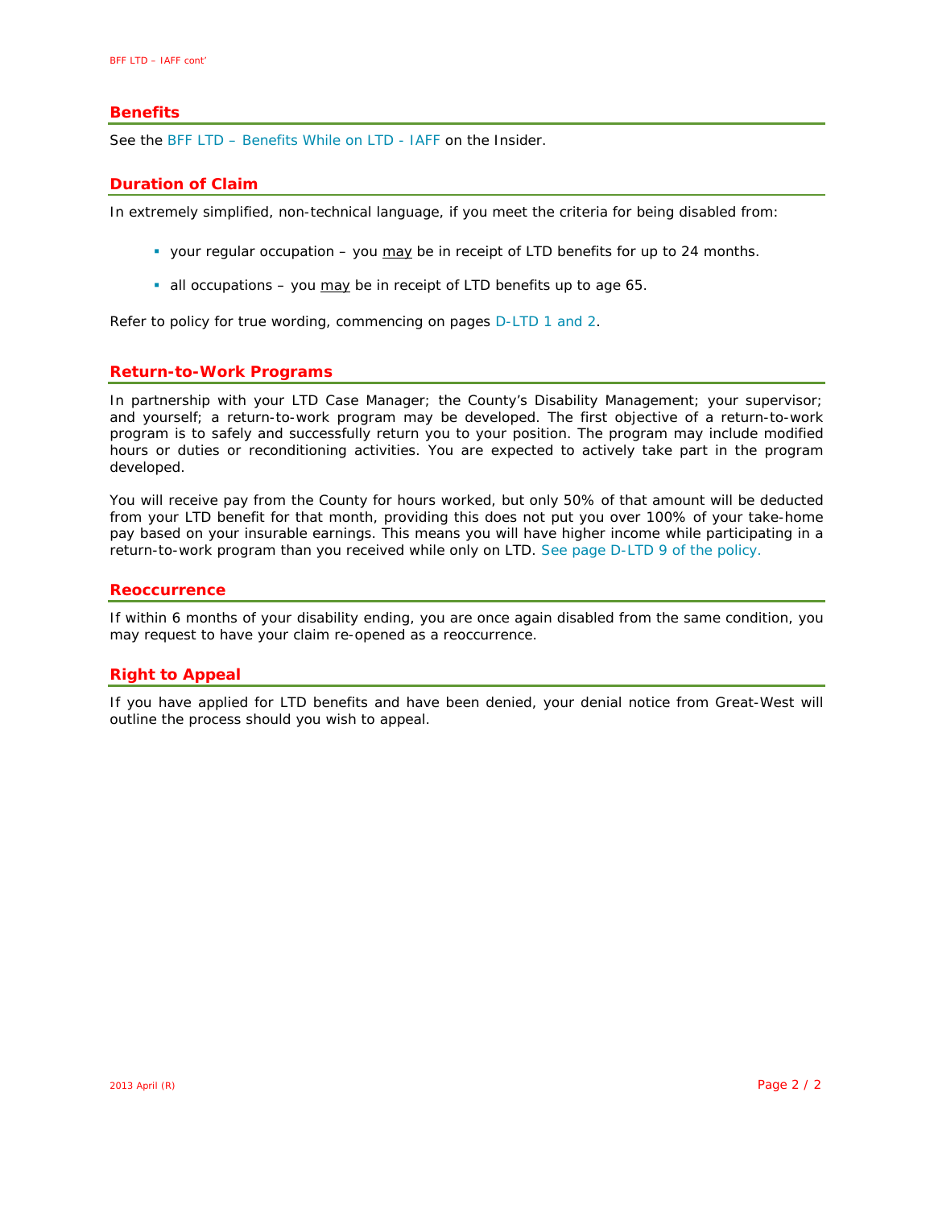## Benefits

See the BFF LTD – Benefits While on LTD - IAFF on the Insider.

## Duration of Claim

In extremely simplified, non-technical language, if you meet the criteria for being disabled from:

- your regular occupation – you may be in receipt of LTD benefits for up to 24 months.
- all occupations – you may be in receipt of LTD benefits up to age 65.

Refer to policy for true wording, commencing on pages D-LTD 1 and 2.

## Return-to-Work Programs

In partnership with your LTD Case Manager; the County's Disability Management; your supervisor; and yourself; a return-to-work program may be developed. The first objective of a return-to-work program is to safely and successfully return you to your position. The program may include modified hours or duties or reconditioning activities. You are expected to actively take part in the program developed.

You will receive pay from the County for hours worked, but only 50% of that amount will be deducted from your LTD benefit for that month, providing this does not put you over 100% of your take-home pay based on your insurable earnings. This means you will have higher income while participating in a return-to-work program than you received while only on LTD. See page D-LTD 9 of the policy.

## Reoccurrence

If within 6 months of your disability ending, you are once again disabled from the same condition, you may request to have your claim re-opened as a reoccurrence.

## Right to Appeal

If you have applied for LTD benefits and have been denied, your denial notice from Great-West will outline the process should you wish to appeal.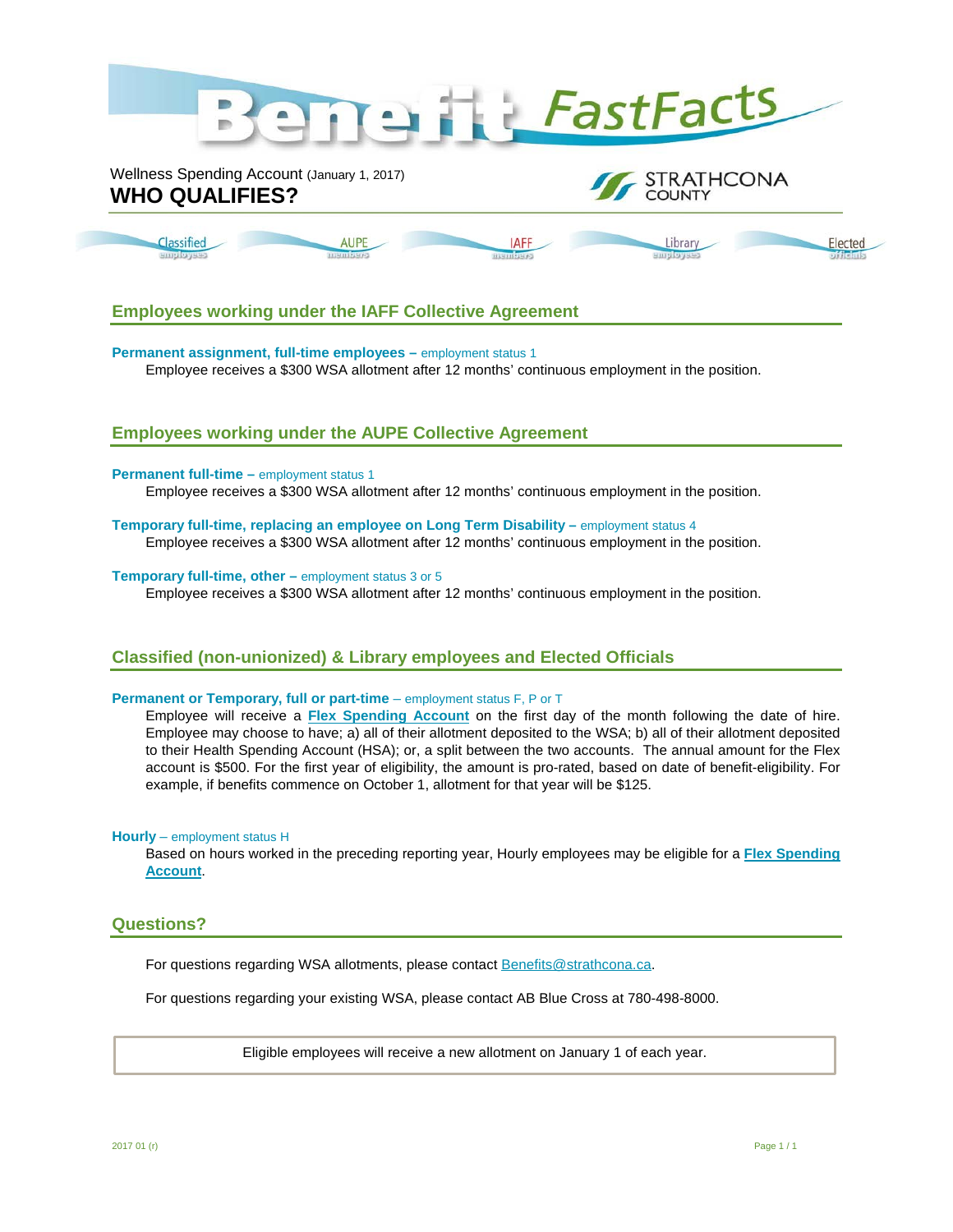# Benefit FastFacts

Wellness Spending Account (January 1, 2017)

## WHO QUALIFIES?

STRATHCONA COUNTY

Classified employees | AUPE members | IAFF members | Library employees | Elected officials

## Employees working under the IAFF Collective Agreement

**Permanent assignment, full-time employees –** employment status 1

Employee receives a $300 WSA allotment after 12 months' continuous employment in the position.

## Employees working under the AUPE Collective Agreement

**Permanent full-time –** employment status 1

Employee receives a $300 WSA allotment after 12 months' continuous employment in the position.

**Temporary full-time, replacing an employee on Long Term Disability –** employment status 4

Employee receives a $300 WSA allotment after 12 months' continuous employment in the position.

**Temporary full-time, other –** employment status 3 or 5

Employee receives a $300 WSA allotment after 12 months' continuous employment in the position.

## Classified (non-unionized) & Library employees and Elected Officials

**Permanent or Temporary, full or part-time** – employment status F, P or T

Employee will receive a **Flex Spending Account** on the first day of the month following the date of hire. Employee may choose to have; a) all of their allotment deposited to the WSA; b) all of their allotment deposited to their Health Spending Account (HSA); or, a split between the two accounts. The annual amount for the Flex account is $500. For the first year of eligibility, the amount is pro-rated, based on date of benefit-eligibility. For example, if benefits commence on October 1, allotment for that year will be $125.

**Hourly** – employment status H

Based on hours worked in the preceding reporting year, Hourly employees may be eligible for a **Flex Spending Account**.

## Questions?

For questions regarding WSA allotments, please contact Benefits@strathcona.ca.

For questions regarding your existing WSA, please contact AB Blue Cross at 780-498-8000.

Eligible employees will receive a new allotment on January 1 of each year.

2017 01 (r)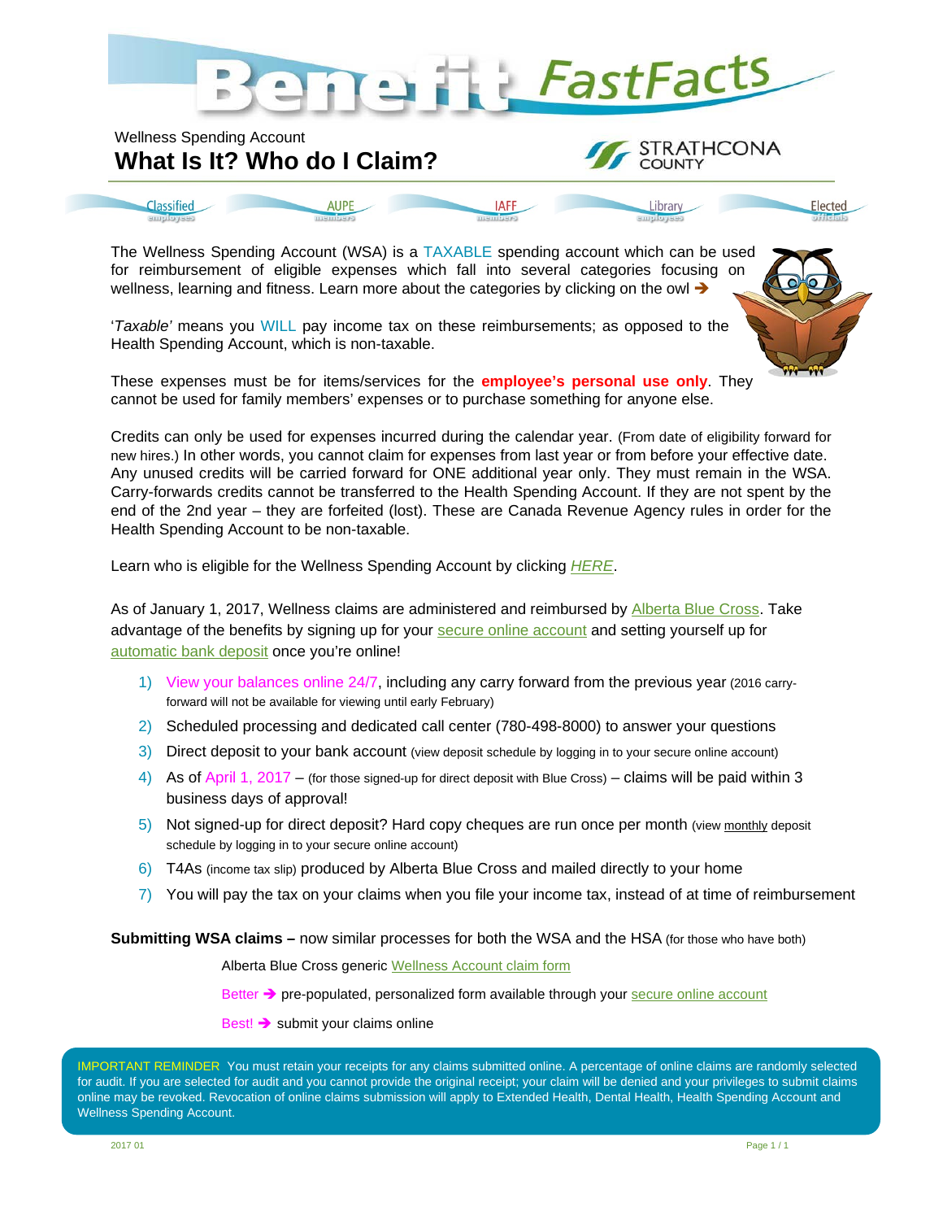# Benefit FastFacts

Wellness Spending Account

## What Is It? Who do I Claim?

STRATHCONA COUNTY

Classified employees | AUPE members | IAFF members | Library employees | Elected officials

The Wellness Spending Account (WSA) is a TAXABLE spending account which can be used for reimbursement of eligible expenses which fall into several categories focusing on wellness, learning and fitness. Learn more about the categories by clicking on the owl ➔

'*Taxable'* means you WILL pay income tax on these reimbursements; as opposed to the Health Spending Account, which is non-taxable.

These expenses must be for items/services for the **employee's personal use only**. They cannot be used for family members' expenses or to purchase something for anyone else.

Credits can only be used for expenses incurred during the calendar year. (From date of eligibility forward for new hires.) In other words, you cannot claim for expenses from last year or from before your effective date. Any unused credits will be carried forward for ONE additional year only. They must remain in the WSA. Carry-forwards credits cannot be transferred to the Health Spending Account. If they are not spent by the end of the 2nd year – they are forfeited (lost). These are Canada Revenue Agency rules in order for the Health Spending Account to be non-taxable.

Learn who is eligible for the Wellness Spending Account by clicking *HERE*.

As of January 1, 2017, Wellness claims are administered and reimbursed by Alberta Blue Cross. Take advantage of the benefits by signing up for your secure online account and setting yourself up for automatic bank deposit once you're online!

1) View your balances online 24/7, including any carry forward from the previous year (2016 carry-forward will not be available for viewing until early February)
2) Scheduled processing and dedicated call center (780-498-8000) to answer your questions
3) Direct deposit to your bank account (view deposit schedule by logging in to your secure online account)
4) As of April 1, 2017 – (for those signed-up for direct deposit with Blue Cross) – claims will be paid within 3 business days of approval!
5) Not signed-up for direct deposit? Hard copy cheques are run once per month (view monthly deposit schedule by logging in to your secure online account)
6) T4As (income tax slip) produced by Alberta Blue Cross and mailed directly to your home
7) You will pay the tax on your claims when you file your income tax, instead of at time of reimbursement

**Submitting WSA claims –** now similar processes for both the WSA and the HSA (for those who have both)

Alberta Blue Cross generic Wellness Account claim form

Better ➔ pre-populated, personalized form available through your secure online account

Best! ➔ submit your claims online

IMPORTANT REMINDER You must retain your receipts for any claims submitted online. A percentage of online claims are randomly selected for audit. If you are selected for audit and you cannot provide the original receipt; your claim will be denied and your privileges to submit claims online may be revoked. Revocation of online claims submission will apply to Extended Health, Dental Health, Health Spending Account and Wellness Spending Account.

2017 01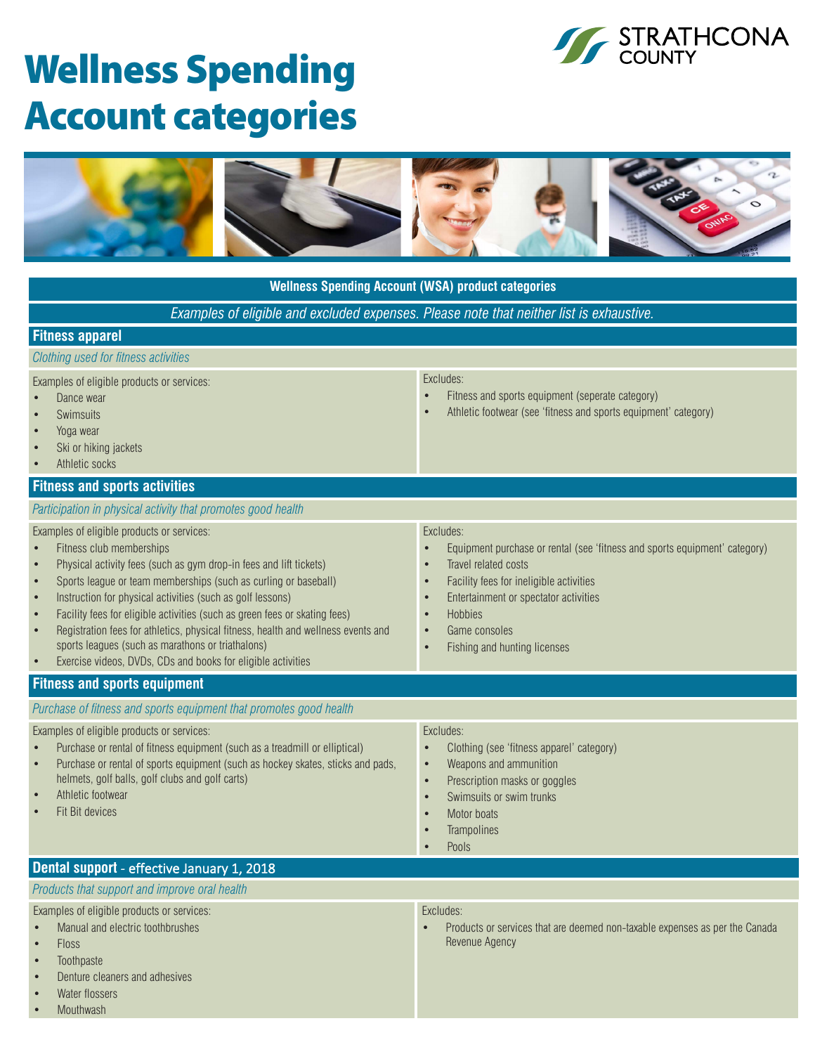# Wellness Spending Account categories

STRATHCONA COUNTY

**Wellness Spending Account (WSA) product categories**

*Examples of eligible and excluded expenses. Please note that neither list is exhaustive.*

## Fitness apparel

*Clothing used for fitness activities*

Examples of eligible products or services:

- Dance wear
- Swimsuits
- Yoga wear
- Ski or hiking jackets
- Athletic socks

Excludes:

- Fitness and sports equipment (seperate category)
- Athletic footwear (see 'fitness and sports equipment' category)

## Fitness and sports activities

*Participation in physical activity that promotes good health*

Examples of eligible products or services:

- Fitness club memberships
- Physical activity fees (such as gym drop-in fees and lift tickets)
- Sports league or team memberships (such as curling or baseball)
- Instruction for physical activities (such as golf lessons)
- Facility fees for eligible activities (such as green fees or skating fees)
- Registration fees for athletics, physical fitness, health and wellness events and sports leagues (such as marathons or triathalons)
- Exercise videos, DVDs, CDs and books for eligible activities

Excludes:

- Equipment purchase or rental (see 'fitness and sports equipment' category)
- Travel related costs
- Facility fees for ineligible activities
- Entertainment or spectator activities
- Hobbies
- Game consoles
- Fishing and hunting licenses

## Fitness and sports equipment

*Purchase of fitness and sports equipment that promotes good health*

Examples of eligible products or services:

- Purchase or rental of fitness equipment (such as a treadmill or elliptical)
- Purchase or rental of sports equipment (such as hockey skates, sticks and pads, helmets, golf balls, golf clubs and golf carts)
- Athletic footwear
- Fit Bit devices

Excludes:

- Clothing (see 'fitness apparel' category)
- Weapons and ammunition
- Prescription masks or goggles
- Swimsuits or swim trunks
- Motor boats
- Trampolines
- Pools

## Dental support - effective January 1, 2018

*Products that support and improve oral health*

Examples of eligible products or services:

- Manual and electric toothbrushes
- Floss
- Toothpaste
- Denture cleaners and adhesives
- Water flossers
- Mouthwash

Excludes:

- Products or services that are deemed non-taxable expenses as per the Canada Revenue Agency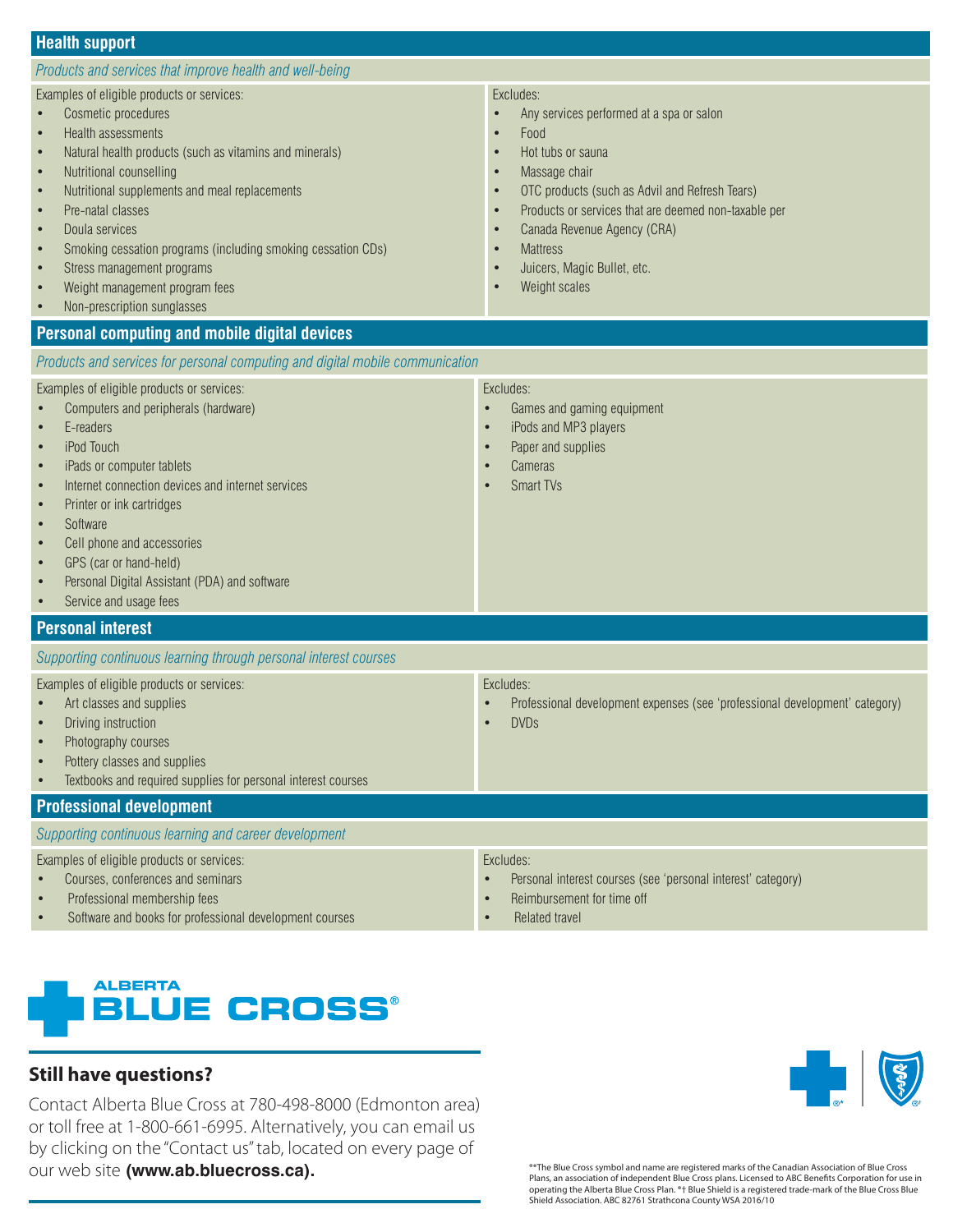## Health support

*Products and services that improve health and well-being*

| Examples of eligible products or services: | Excludes: |
|---|---|
| • Cosmetic procedures<br>• Health assessments<br>• Natural health products (such as vitamins and minerals)<br>• Nutritional counselling<br>• Nutritional supplements and meal replacements<br>• Pre-natal classes<br>• Doula services<br>• Smoking cessation programs (including smoking cessation CDs)<br>• Stress management programs<br>• Weight management program fees<br>• Non-prescription sunglasses | • Any services performed at a spa or salon<br>• Food<br>• Hot tubs or sauna<br>• Massage chair<br>• OTC products (such as Advil and Refresh Tears)<br>• Products or services that are deemed non-taxable per<br>• Canada Revenue Agency (CRA)<br>• Mattress<br>• Juicers, Magic Bullet, etc.<br>• Weight scales |

## Personal computing and mobile digital devices

*Products and services for personal computing and digital mobile communication*

| Examples of eligible products or services: | Excludes: |
|---|---|
| • Computers and peripherals (hardware)<br>• E-readers<br>• iPod Touch<br>• iPads or computer tablets<br>• Internet connection devices and internet services<br>• Printer or ink cartridges<br>• Software<br>• Cell phone and accessories<br>• GPS (car or hand-held)<br>• Personal Digital Assistant (PDA) and software<br>• Service and usage fees | • Games and gaming equipment<br>• iPods and MP3 players<br>• Paper and supplies<br>• Cameras<br>• Smart TVs |

## Personal interest

*Supporting continuous learning through personal interest courses*

| Examples of eligible products or services: | Excludes: |
|---|---|
| • Art classes and supplies<br>• Driving instruction<br>• Photography courses<br>• Pottery classes and supplies<br>• Textbooks and required supplies for personal interest courses | • Professional development expenses (see 'professional development' category)<br>• DVDs |

## Professional development

*Supporting continuous learning and career development*

| Examples of eligible products or services: | Excludes: |
|---|---|
| • Courses, conferences and seminars<br>• Professional membership fees<br>• Software and books for professional development courses | • Personal interest courses (see 'personal interest' category)<br>• Reimbursement for time off<br>• Related travel |

ALBERTA BLUE CROSS®

## Still have questions?

Contact Alberta Blue Cross at 780-498-8000 (Edmonton area) or toll free at 1-800-661-6995. Alternatively, you can email us by clicking on the "Contact us" tab, located on every page of our web site **(www.ab.bluecross.ca).**

®*The Blue Cross symbol and name are registered marks of the Canadian Association of Blue Cross Plans, an association of independent Blue Cross plans. Licensed to ABC Benefits Corporation for use in operating the Alberta Blue Cross Plan. ®† Blue Shield is a registered trade-mark of the Blue Cross Blue Shield Association. ABC 82761 Strathcona County WSA 2016/10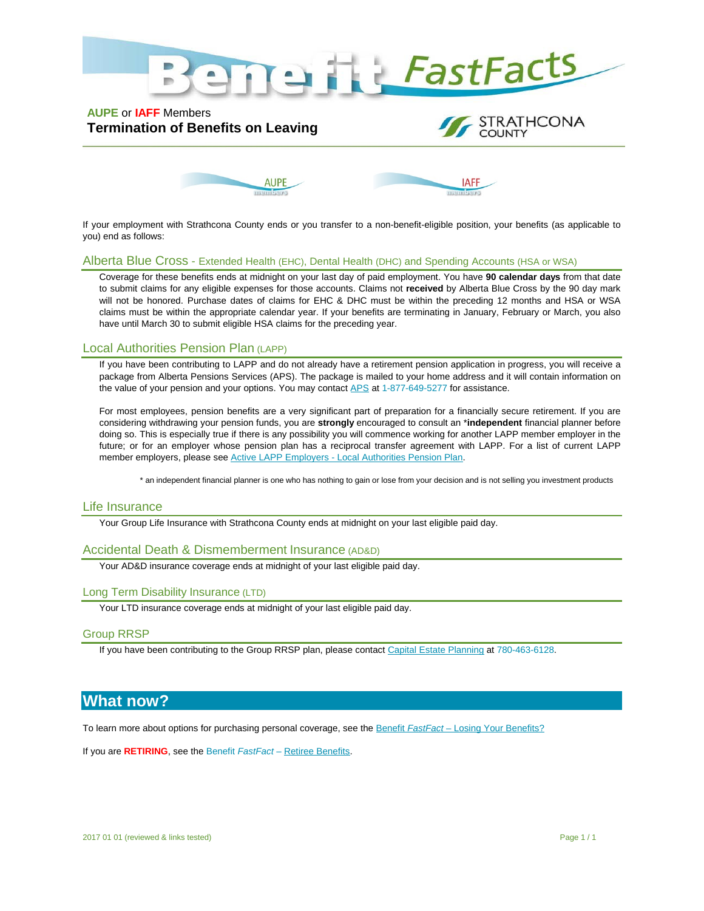# Benefit FastFacts

**AUPE** or **IAFF** Members
**Termination of Benefits on Leaving**

If your employment with Strathcona County ends or you transfer to a non-benefit-eligible position, your benefits (as applicable to you) end as follows:

## Alberta Blue Cross - Extended Health (EHC), Dental Health (DHC) and Spending Accounts (HSA or WSA)

Coverage for these benefits ends at midnight on your last day of paid employment. You have **90 calendar days** from that date to submit claims for any eligible expenses for those accounts. Claims not **received** by Alberta Blue Cross by the 90 day mark will not be honored. Purchase dates of claims for EHC & DHC must be within the preceding 12 months and HSA or WSA claims must be within the appropriate calendar year. If your benefits are terminating in January, February or March, you also have until March 30 to submit eligible HSA claims for the preceding year.

## Local Authorities Pension Plan (LAPP)

If you have been contributing to LAPP and do not already have a retirement pension application in progress, you will receive a package from Alberta Pensions Services (APS). The package is mailed to your home address and it will contain information on the value of your pension and your options. You may contact APS at 1-877-649-5277 for assistance.

For most employees, pension benefits are a very significant part of preparation for a financially secure retirement. If you are considering withdrawing your pension funds, you are **strongly** encouraged to consult an ***independent** financial planner before doing so. This is especially true if there is any possibility you will commence working for another LAPP member employer in the future; or for an employer whose pension plan has a reciprocal transfer agreement with LAPP. For a list of current LAPP member employers, please see Active LAPP Employers - Local Authorities Pension Plan.

* an independent financial planner is one who has nothing to gain or lose from your decision and is not selling you investment products

## Life Insurance

Your Group Life Insurance with Strathcona County ends at midnight on your last eligible paid day.

## Accidental Death & Dismemberment Insurance (AD&D)

Your AD&D insurance coverage ends at midnight of your last eligible paid day.

## Long Term Disability Insurance (LTD)

Your LTD insurance coverage ends at midnight of your last eligible paid day.

## Group RRSP

If you have been contributing to the Group RRSP plan, please contact Capital Estate Planning at 780-463-6128.

## What now?

To learn more about options for purchasing personal coverage, see the Benefit *FastFact* – Losing Your Benefits?

If you are **RETIRING**, see the Benefit *FastFact* – Retiree Benefits.

2017 01 01 (reviewed & links tested)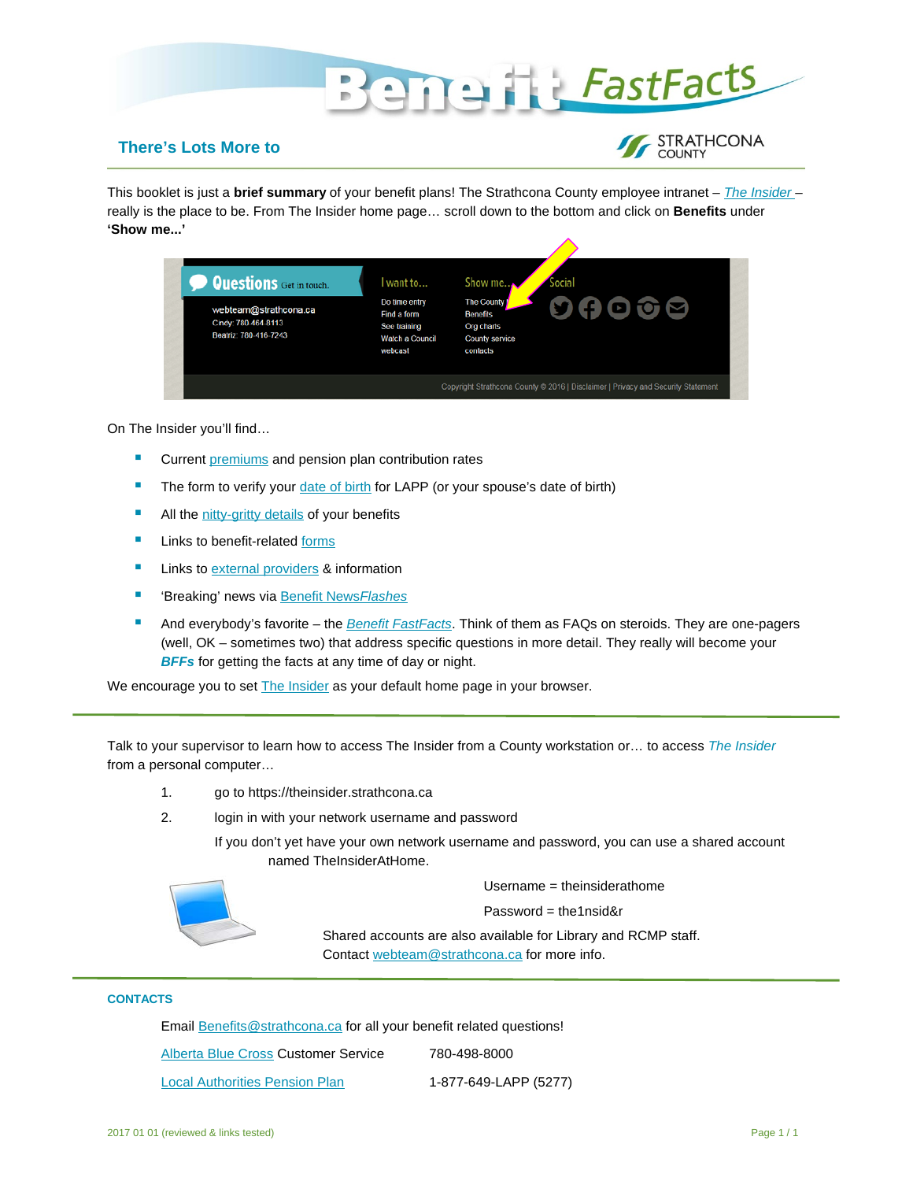# Benefit FastFacts

## There's Lots More to

This booklet is just a **brief summary** of your benefit plans! The Strathcona County employee intranet – *The Insider* – really is the place to be. From The Insider home page… scroll down to the bottom and click on **Benefits** under **'Show me...'**

On The Insider you'll find…

- Current premiums and pension plan contribution rates
- The form to verify your date of birth for LAPP (or your spouse's date of birth)
- All the nitty-gritty details of your benefits
- Links to benefit-related forms
- Links to external providers & information
- 'Breaking' news via Benefit News*Flashes*
- And everybody's favorite – the *Benefit FastFacts*. Think of them as FAQs on steroids. They are one-pagers (well, OK – sometimes two) that address specific questions in more detail. They really will become your ***BFFs*** for getting the facts at any time of day or night.

We encourage you to set The Insider as your default home page in your browser.

---

Talk to your supervisor to learn how to access The Insider from a County workstation or… to access *The Insider* from a personal computer…

1. go to https://theinsider.strathcona.ca
2. login in with your network username and password

   If you don't yet have your own network username and password, you can use a shared account named TheInsiderAtHome.

   Username = theinsiderathome

   Password = the1nsid&r

Shared accounts are also available for Library and RCMP staff. Contact webteam@strathcona.ca for more info.

---

**CONTACTS**

Email Benefits@strathcona.ca for all your benefit related questions!

| | |
|---|---|
| Alberta Blue Cross Customer Service | 780-498-8000 |
| Local Authorities Pension Plan | 1-877-649-LAPP (5277) |

2017 01 01 (reviewed & links tested)